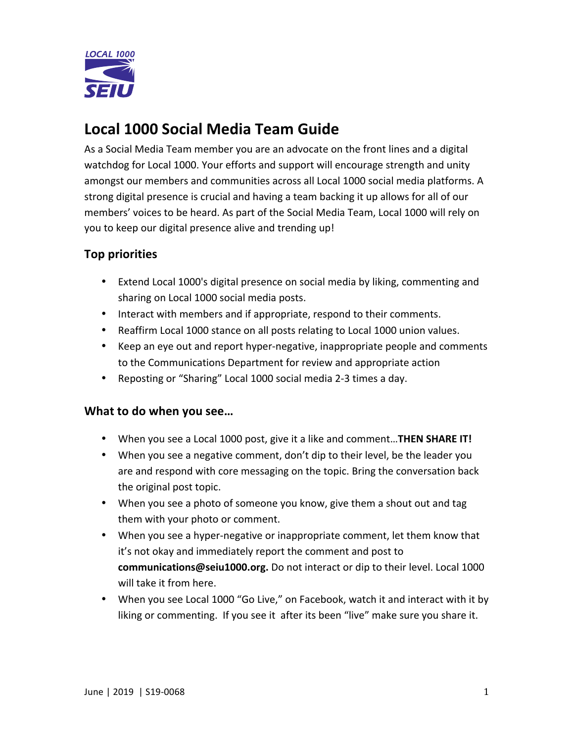# Local 1000 Social Media Team Guide

As a Social Media Team member you are an advocate on the front lines and a digital watchdog for Local 1000. Your efforts and support will encourage strength and unity amongst our members and communities across all Local 1000 social media platforms. A strong digital presence is crucial and having a team backing it up allows for all of our members' voices to be heard. As part of the Social Media Team, Local 1000 will rely on you to keep our digital presence alive and trending up!

## Top priorities

- Extend Local 1000's digital presence on social media by liking, commenting and sharing on Local 1000 social media posts.
- Interact with members and if appropriate, respond to their comments.
- Reaffirm Local 1000 stance on all posts relating to Local 1000 union values.
- Keep an eye out and report hyper-negative, inappropriate people and comments to the Communications Department for review and appropriate action
- Reposting or "Sharing" Local 1000 social media 2-3 times a day.

## What to do when you see…

- When you see a Local 1000 post, give it a like and comment…**THEN SHARE IT!**
- When you see a negative comment, don't dip to their level, be the leader you are and respond with core messaging on the topic. Bring the conversation back the original post topic.
- When you see a photo of someone you know, give them a shout out and tag them with your photo or comment.
- When you see a hyper-negative or inappropriate comment, let them know that it's not okay and immediately report the comment and post to **communications@seiu1000.org.** Do not interact or dip to their level. Local 1000 will take it from here.
- When you see Local 1000 "Go Live," on Facebook, watch it and interact with it by liking or commenting. If you see it after its been "live" make sure you share it.

June | 2019 | S19-0068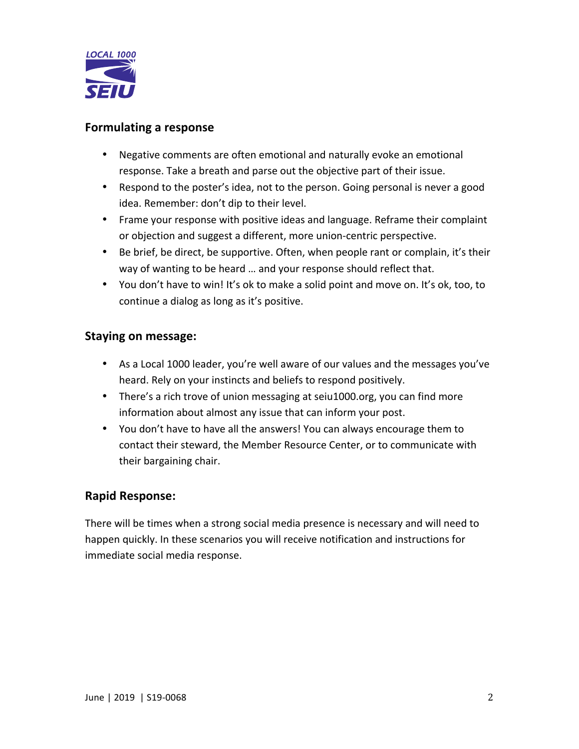## Formulating a response

- Negative comments are often emotional and naturally evoke an emotional response. Take a breath and parse out the objective part of their issue.
- Respond to the poster's idea, not to the person. Going personal is never a good idea. Remember: don't dip to their level.
- Frame your response with positive ideas and language. Reframe their complaint or objection and suggest a different, more union-centric perspective.
- Be brief, be direct, be supportive. Often, when people rant or complain, it's their way of wanting to be heard … and your response should reflect that.
- You don't have to win! It's ok to make a solid point and move on. It's ok, too, to continue a dialog as long as it's positive.

## Staying on message:

- As a Local 1000 leader, you're well aware of our values and the messages you've heard. Rely on your instincts and beliefs to respond positively.
- There's a rich trove of union messaging at seiu1000.org, you can find more information about almost any issue that can inform your post.
- You don't have to have all the answers! You can always encourage them to contact their steward, the Member Resource Center, or to communicate with their bargaining chair.

## Rapid Response:

There will be times when a strong social media presence is necessary and will need to happen quickly. In these scenarios you will receive notification and instructions for immediate social media response.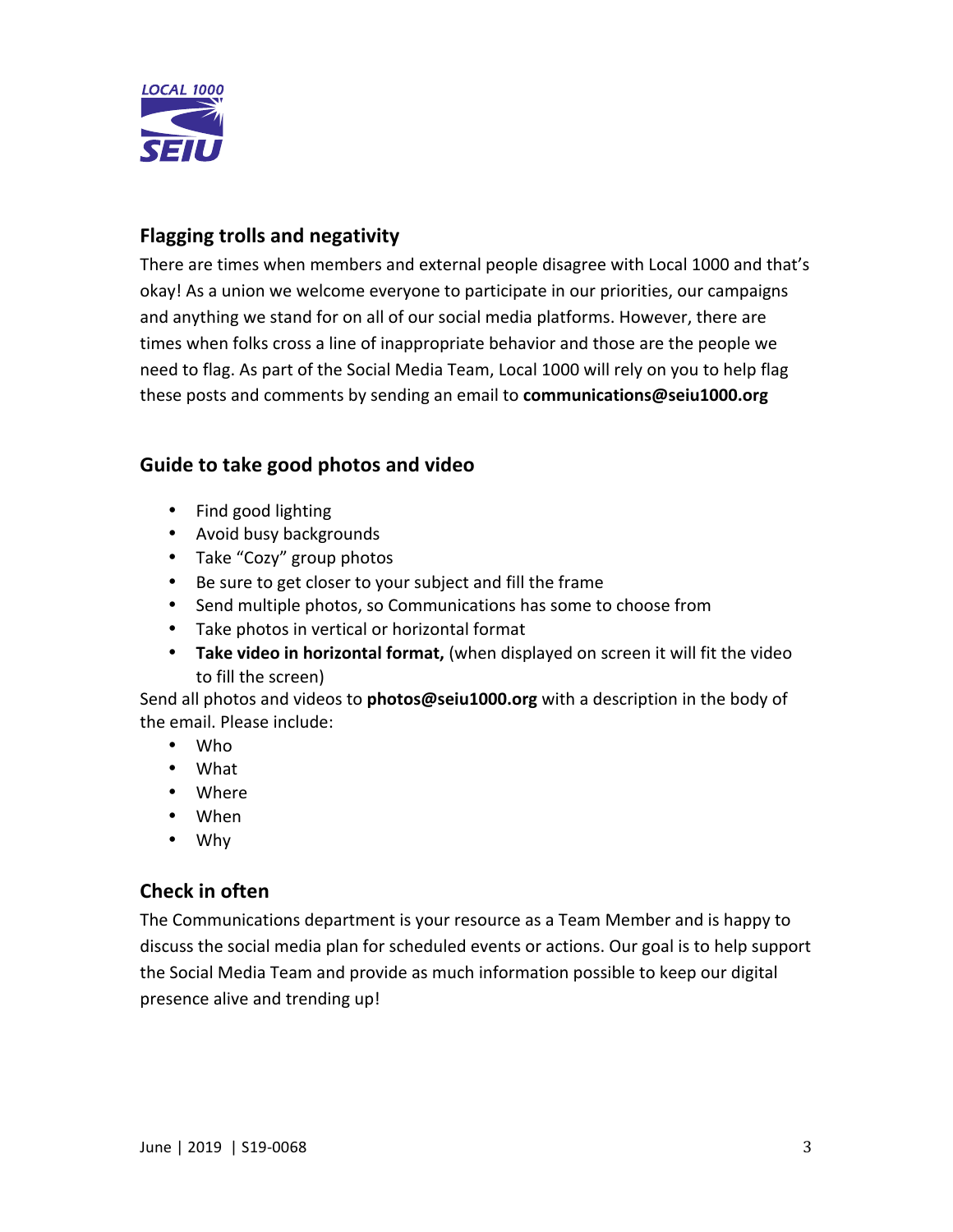## Flagging trolls and negativity

There are times when members and external people disagree with Local 1000 and that's okay! As a union we welcome everyone to participate in our priorities, our campaigns and anything we stand for on all of our social media platforms. However, there are times when folks cross a line of inappropriate behavior and those are the people we need to flag. As part of the Social Media Team, Local 1000 will rely on you to help flag these posts and comments by sending an email to **communications@seiu1000.org**

## Guide to take good photos and video

- Find good lighting
- Avoid busy backgrounds
- Take "Cozy" group photos
- Be sure to get closer to your subject and fill the frame
- Send multiple photos, so Communications has some to choose from
- Take photos in vertical or horizontal format
- **Take video in horizontal format,** (when displayed on screen it will fit the video to fill the screen)

Send all photos and videos to **photos@seiu1000.org** with a description in the body of the email. Please include:

- Who
- What
- Where
- When
- Why

## Check in often

The Communications department is your resource as a Team Member and is happy to discuss the social media plan for scheduled events or actions. Our goal is to help support the Social Media Team and provide as much information possible to keep our digital presence alive and trending up!

June | 2019 | S19-0068